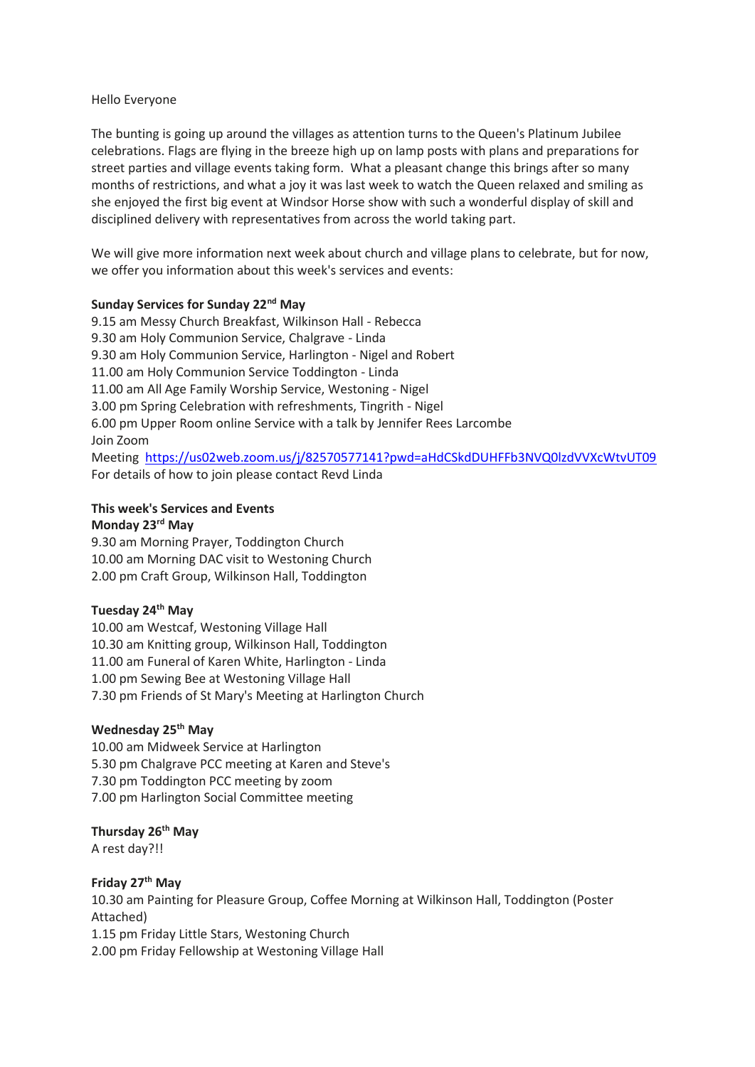Hello Everyone

The bunting is going up around the villages as attention turns to the Queen's Platinum Jubilee celebrations. Flags are flying in the breeze high up on lamp posts with plans and preparations for street parties and village events taking form. What a pleasant change this brings after so many months of restrictions, and what a joy it was last week to watch the Queen relaxed and smiling as she enjoyed the first big event at Windsor Horse show with such a wonderful display of skill and disciplined delivery with representatives from across the world taking part.

We will give more information next week about church and village plans to celebrate, but for now, we offer you information about this week's services and events:

**Sunday Services for Sunday 22nd May**

9.15 am Messy Church Breakfast, Wilkinson Hall - Rebecca
9.30 am Holy Communion Service, Chalgrave - Linda
9.30 am Holy Communion Service, Harlington - Nigel and Robert
11.00 am Holy Communion Service Toddington - Linda
11.00 am All Age Family Worship Service, Westoning - Nigel
3.00 pm Spring Celebration with refreshments, Tingrith - Nigel
6.00 pm Upper Room online Service with a talk by Jennifer Rees Larcombe
Join Zoom
Meeting [https://us02web.zoom.us/j/82570577141?pwd=aHdCSkdDUHFFb3NVQ0lzdVVXcWtvUT09](https://us02web.zoom.us/j/82570577141?pwd=aHdCSkdDUHFFb3NVQ0lzdVVXcWtvUT09)
For details of how to join please contact Revd Linda

**This week's Services and Events**

**Monday 23rd May**

9.30 am Morning Prayer, Toddington Church
10.00 am Morning DAC visit to Westoning Church
2.00 pm Craft Group, Wilkinson Hall, Toddington

**Tuesday 24th May**

10.00 am Westcaf, Westoning Village Hall
10.30 am Knitting group, Wilkinson Hall, Toddington
11.00 am Funeral of Karen White, Harlington - Linda
1.00 pm Sewing Bee at Westoning Village Hall
7.30 pm Friends of St Mary's Meeting at Harlington Church

**Wednesday 25th May**

10.00 am Midweek Service at Harlington
5.30 pm Chalgrave PCC meeting at Karen and Steve's
7.30 pm Toddington PCC meeting by zoom
7.00 pm Harlington Social Committee meeting

**Thursday 26th May**

A rest day?!!

**Friday 27th May**

10.30 am Painting for Pleasure Group, Coffee Morning at Wilkinson Hall, Toddington (Poster Attached)
1.15 pm Friday Little Stars, Westoning Church
2.00 pm Friday Fellowship at Westoning Village Hall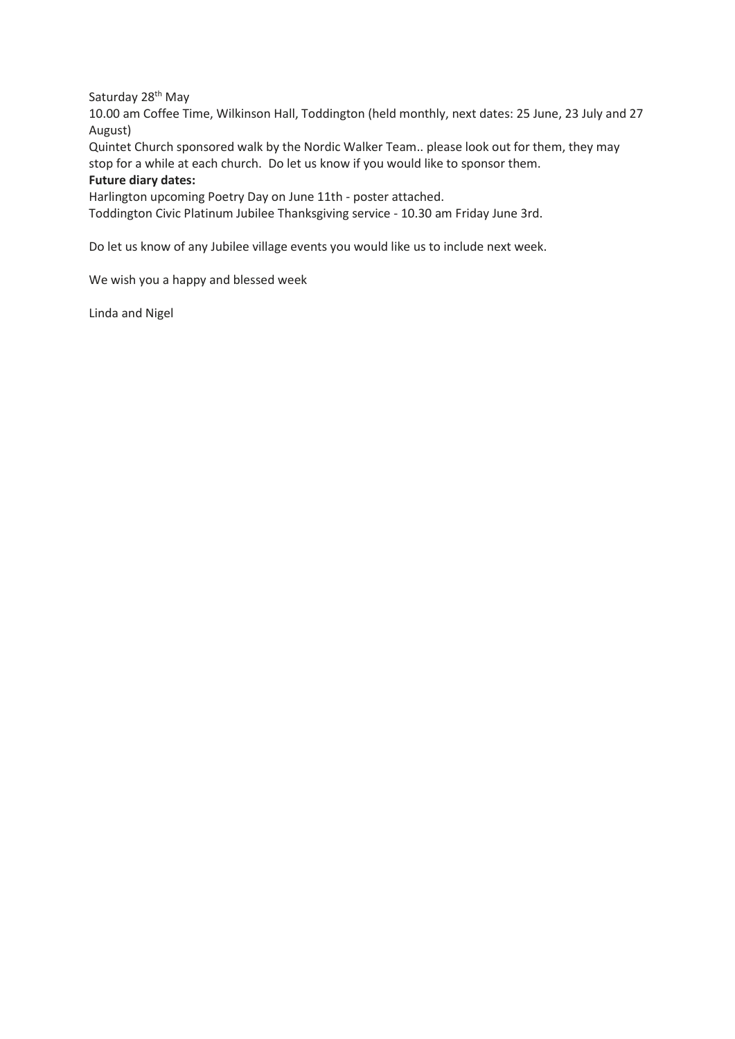Saturday 28th May

10.00 am Coffee Time, Wilkinson Hall, Toddington (held monthly, next dates: 25 June, 23 July and 27 August)

Quintet Church sponsored walk by the Nordic Walker Team.. please look out for them, they may stop for a while at each church. Do let us know if you would like to sponsor them.

**Future diary dates:**

Harlington upcoming Poetry Day on June 11th - poster attached.

Toddington Civic Platinum Jubilee Thanksgiving service - 10.30 am Friday June 3rd.

Do let us know of any Jubilee village events you would like us to include next week.

We wish you a happy and blessed week

Linda and Nigel